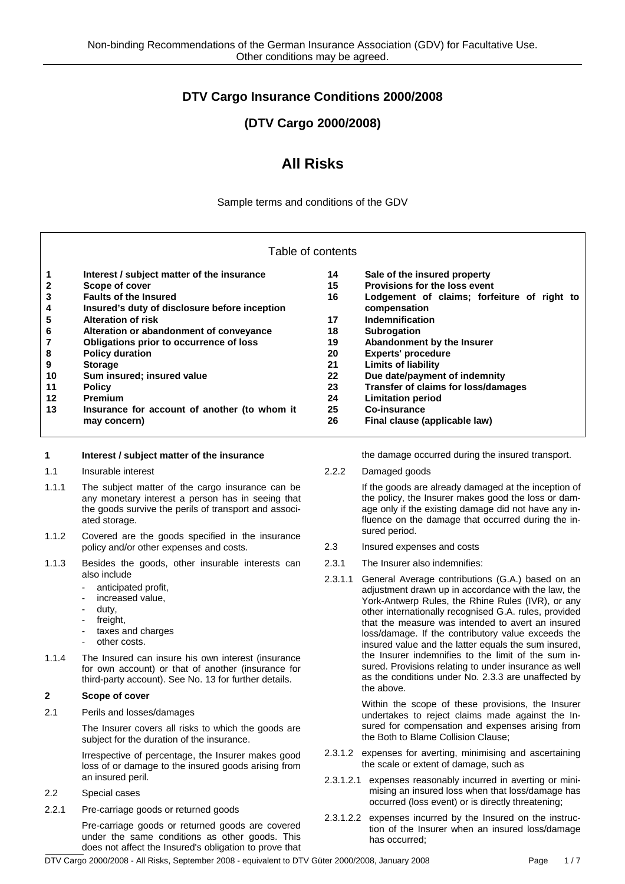Non-binding Recommendations of the German Insurance Association (GDV) for Facultative Use.
Other conditions may be agreed.

# DTV Cargo Insurance Conditions 2000/2008

## (DTV Cargo 2000/2008)

# All Risks

Sample terms and conditions of the GDV

Table of contents

| | | | |
|---|---|---|---|
| 1 | Interest / subject matter of the insurance | 14 | Sale of the insured property |
| 2 | Scope of cover | 15 | Provisions for the loss event |
| 3 | Faults of the Insured | 16 | Lodgement of claims; forfeiture of right to compensation |
| 4 | Insured's duty of disclosure before inception | 17 | Indemnification |
| 5 | Alteration of risk | 18 | Subrogation |
| 6 | Alteration or abandonment of conveyance | 19 | Abandonment by the Insurer |
| 7 | Obligations prior to occurrence of loss | 20 | Experts' procedure |
| 8 | Policy duration | 21 | Limits of liability |
| 9 | Storage | 22 | Due date/payment of indemnity |
| 10 | Sum insured; insured value | 23 | Transfer of claims for loss/damages |
| 11 | Policy | 24 | Limitation period |
| 12 | Premium | 25 | Co-insurance |
| 13 | Insurance for account of another (to whom it may concern) | 26 | Final clause (applicable law) |

**1 Interest / subject matter of the insurance**

1.1 Insurable interest

1.1.1 The subject matter of the cargo insurance can be any monetary interest a person has in seeing that the goods survive the perils of transport and associated storage.

1.1.2 Covered are the goods specified in the insurance policy and/or other expenses and costs.

1.1.3 Besides the goods, other insurable interests can also include
- anticipated profit,
- increased value,
- duty,
- freight,
- taxes and charges
- other costs.

1.1.4 The Insured can insure his own interest (insurance for own account) or that of another (insurance for third-party account). See No. 13 for further details.

**2 Scope of cover**

2.1 Perils and losses/damages

The Insurer covers all risks to which the goods are subject for the duration of the insurance.

Irrespective of percentage, the Insurer makes good loss of or damage to the insured goods arising from an insured peril.

2.2 Special cases

2.2.1 Pre-carriage goods or returned goods

Pre-carriage goods or returned goods are covered under the same conditions as other goods. This does not affect the Insured's obligation to prove that the damage occurred during the insured transport.

2.2.2 Damaged goods

If the goods are already damaged at the inception of the policy, the Insurer makes good the loss or damage only if the existing damage did not have any influence on the damage that occurred during the insured period.

2.3 Insured expenses and costs

2.3.1 The Insurer also indemnifies:

2.3.1.1 General Average contributions (G.A.) based on an adjustment drawn up in accordance with the law, the York-Antwerp Rules, the Rhine Rules (IVR), or any other internationally recognised G.A. rules, provided that the measure was intended to avert an insured loss/damage. If the contributory value exceeds the insured value and the latter equals the sum insured, the Insurer indemnifies to the limit of the sum insured. Provisions relating to under insurance as well as the conditions under No. 2.3.3 are unaffected by the above.

Within the scope of these provisions, the Insurer undertakes to reject claims made against the Insured for compensation and expenses arising from the Both to Blame Collision Clause;

2.3.1.2 expenses for averting, minimising and ascertaining the scale or extent of damage, such as

2.3.1.2.1 expenses reasonably incurred in averting or minimising an insured loss when that loss/damage has occurred (loss event) or is directly threatening;

2.3.1.2.2 expenses incurred by the Insured on the instruction of the Insurer when an insured loss/damage has occurred;

DTV Cargo 2000/2008 - All Risks, September 2008 - equivalent to DTV Güter 2000/2008, January 2008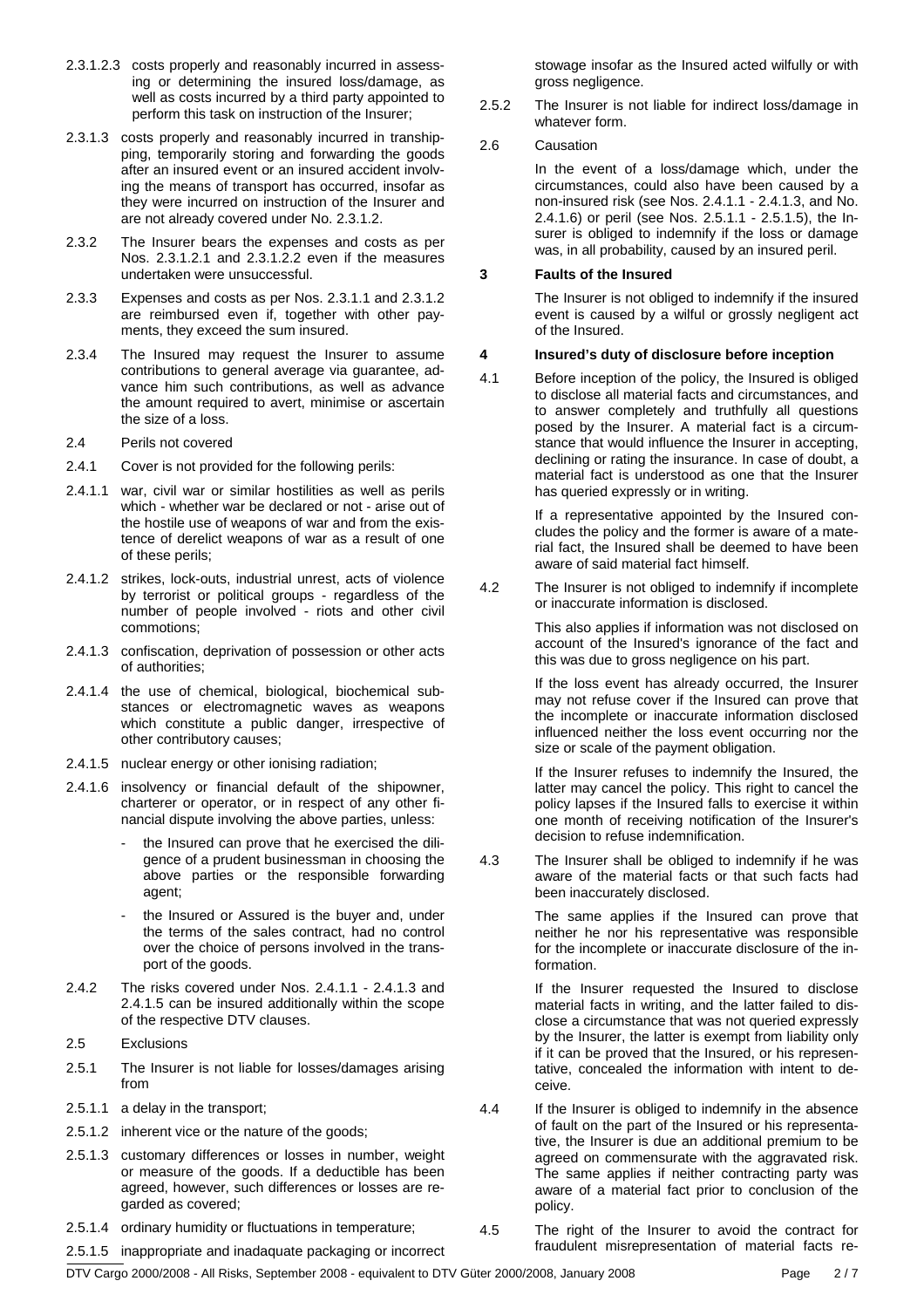2.3.1.2.3 costs properly and reasonably incurred in assessing or determining the insured loss/damage, as well as costs incurred by a third party appointed to perform this task on instruction of the Insurer;

2.3.1.3 costs properly and reasonably incurred in transhipping, temporarily storing and forwarding the goods after an insured event or an insured accident involving the means of transport has occurred, insofar as they were incurred on instruction of the Insurer and are not already covered under No. 2.3.1.2.

2.3.2 The Insurer bears the expenses and costs as per Nos. 2.3.1.2.1 and 2.3.1.2.2 even if the measures undertaken were unsuccessful.

2.3.3 Expenses and costs as per Nos. 2.3.1.1 and 2.3.1.2 are reimbursed even if, together with other payments, they exceed the sum insured.

2.3.4 The Insured may request the Insurer to assume contributions to general average via guarantee, advance him such contributions, as well as advance the amount required to avert, minimise or ascertain the size of a loss.

2.4 Perils not covered

2.4.1 Cover is not provided for the following perils:

2.4.1.1 war, civil war or similar hostilities as well as perils which - whether war be declared or not - arise out of the hostile use of weapons of war and from the existence of derelict weapons of war as a result of one of these perils;

2.4.1.2 strikes, lock-outs, industrial unrest, acts of violence by terrorist or political groups - regardless of the number of people involved - riots and other civil commotions;

2.4.1.3 confiscation, deprivation of possession or other acts of authorities;

2.4.1.4 the use of chemical, biological, biochemical substances or electromagnetic waves as weapons which constitute a public danger, irrespective of other contributory causes;

2.4.1.5 nuclear energy or other ionising radiation;

2.4.1.6 insolvency or financial default of the shipowner, charterer or operator, or in respect of any other financial dispute involving the above parties, unless:

- the Insured can prove that he exercised the diligence of a prudent businessman in choosing the above parties or the responsible forwarding agent;
- the Insured or Assured is the buyer and, under the terms of the sales contract, had no control over the choice of persons involved in the transport of the goods.

2.4.2 The risks covered under Nos. 2.4.1.1 - 2.4.1.3 and 2.4.1.5 can be insured additionally within the scope of the respective DTV clauses.

2.5 Exclusions

2.5.1 The Insurer is not liable for losses/damages arising from

2.5.1.1 a delay in the transport;

2.5.1.2 inherent vice or the nature of the goods;

2.5.1.3 customary differences or losses in number, weight or measure of the goods. If a deductible has been agreed, however, such differences or losses are regarded as covered;

2.5.1.4 ordinary humidity or fluctuations in temperature;

2.5.1.5 inappropriate and inadaquate packaging or incorrect stowage insofar as the Insured acted wilfully or with gross negligence.

2.5.2 The Insurer is not liable for indirect loss/damage in whatever form.

2.6 Causation

In the event of a loss/damage which, under the circumstances, could also have been caused by a non-insured risk (see Nos. 2.4.1.1 - 2.4.1.3, and No. 2.4.1.6) or peril (see Nos. 2.5.1.1 - 2.5.1.5), the Insurer is obliged to indemnify if the loss or damage was, in all probability, caused by an insured peril.

## 3 Faults of the Insured

The Insurer is not obliged to indemnify if the insured event is caused by a wilful or grossly negligent act of the Insured.

## 4 Insured's duty of disclosure before inception

4.1 Before inception of the policy, the Insured is obliged to disclose all material facts and circumstances, and to answer completely and truthfully all questions posed by the Insurer. A material fact is a circumstance that would influence the Insurer in accepting, declining or rating the insurance. In case of doubt, a material fact is understood as one that the Insurer has queried expressly or in writing.

If a representative appointed by the Insured concludes the policy and the former is aware of a material fact, the Insured shall be deemed to have been aware of said material fact himself.

4.2 The Insurer is not obliged to indemnify if incomplete or inaccurate information is disclosed.

This also applies if information was not disclosed on account of the Insured's ignorance of the fact and this was due to gross negligence on his part.

If the loss event has already occurred, the Insurer may not refuse cover if the Insured can prove that the incomplete or inaccurate information disclosed influenced neither the loss event occurring nor the size or scale of the payment obligation.

If the Insurer refuses to indemnify the Insured, the latter may cancel the policy. This right to cancel the policy lapses if the Insured falls to exercise it within one month of receiving notification of the Insurer's decision to refuse indemnification.

4.3 The Insurer shall be obliged to indemnify if he was aware of the material facts or that such facts had been inaccurately disclosed.

The same applies if the Insured can prove that neither he nor his representative was responsible for the incomplete or inaccurate disclosure of the information.

If the Insurer requested the Insured to disclose material facts in writing, and the latter failed to disclose a circumstance that was not queried expressly by the Insurer, the latter is exempt from liability only if it can be proved that the Insured, or his representative, concealed the information with intent to deceive.

4.4 If the Insurer is obliged to indemnify in the absence of fault on the part of the Insured or his representative, the Insurer is due an additional premium to be agreed on commensurate with the aggravated risk. The same applies if neither contracting party was aware of a material fact prior to conclusion of the policy.

4.5 The right of the Insurer to avoid the contract for fraudulent misrepresentation of material facts re-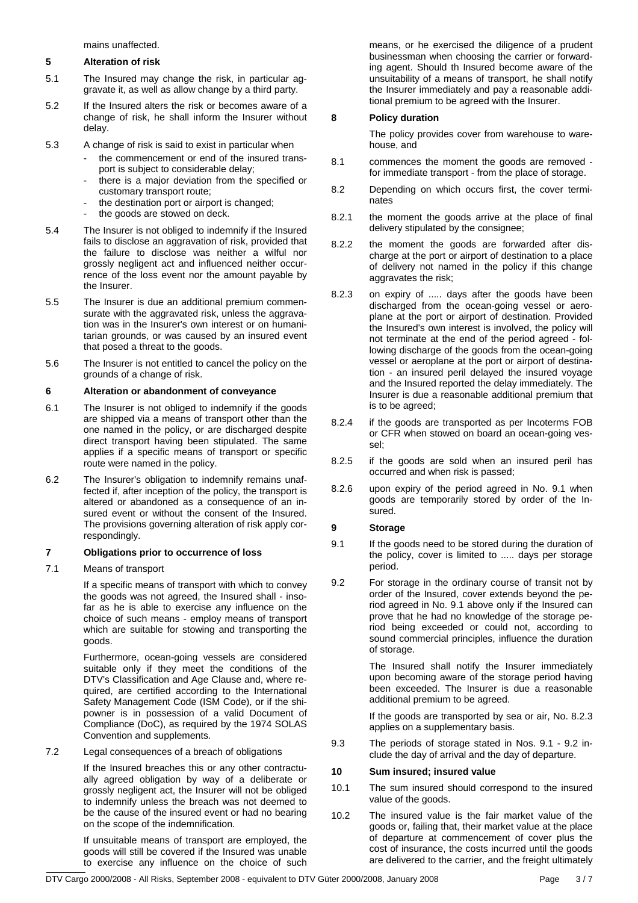mains unaffected.

## 5 Alteration of risk

5.1 The Insured may change the risk, in particular aggravate it, as well as allow change by a third party.

5.2 If the Insured alters the risk or becomes aware of a change of risk, he shall inform the Insurer without delay.

5.3 A change of risk is said to exist in particular when

- the commencement or end of the insured transport is subject to considerable delay;
- there is a major deviation from the specified or customary transport route;
- the destination port or airport is changed;
- the goods are stowed on deck.

5.4 The Insurer is not obliged to indemnify if the Insured fails to disclose an aggravation of risk, provided that the failure to disclose was neither a wilful nor grossly negligent act and influenced neither occurrence of the loss event nor the amount payable by the Insurer.

5.5 The Insurer is due an additional premium commensurate with the aggravated risk, unless the aggravation was in the Insurer's own interest or on humanitarian grounds, or was caused by an insured event that posed a threat to the goods.

5.6 The Insurer is not entitled to cancel the policy on the grounds of a change of risk.

## 6 Alteration or abandonment of conveyance

6.1 The Insurer is not obliged to indemnify if the goods are shipped via a means of transport other than the one named in the policy, or are discharged despite direct transport having been stipulated. The same applies if a specific means of transport or specific route were named in the policy.

6.2 The Insurer's obligation to indemnify remains unaffected if, after inception of the policy, the transport is altered or abandoned as a consequence of an insured event or without the consent of the Insured. The provisions governing alteration of risk apply correspondingly.

## 7 Obligations prior to occurrence of loss

7.1 Means of transport

If a specific means of transport with which to convey the goods was not agreed, the Insured shall - insofar as he is able to exercise any influence on the choice of such means - employ means of transport which are suitable for stowing and transporting the goods.

Furthermore, ocean-going vessels are considered suitable only if they meet the conditions of the DTV's Classification and Age Clause and, where required, are certified according to the International Safety Management Code (ISM Code), or if the shipowner is in possession of a valid Document of Compliance (DoC), as required by the 1974 SOLAS Convention and supplements.

7.2 Legal consequences of a breach of obligations

If the Insured breaches this or any other contractually agreed obligation by way of a deliberate or grossly negligent act, the Insurer will not be obliged to indemnify unless the breach was not deemed to be the cause of the insured event or had no bearing on the scope of the indemnification.

If unsuitable means of transport are employed, the goods will still be covered if the Insured was unable to exercise any influence on the choice of such means, or he exercised the diligence of a prudent businessman when choosing the carrier or forwarding agent. Should th Insured become aware of the unsuitability of a means of transport, he shall notify the Insurer immediately and pay a reasonable additional premium to be agreed with the Insurer.

## 8 Policy duration

The policy provides cover from warehouse to warehouse, and

8.1 commences the moment the goods are removed - for immediate transport - from the place of storage.

8.2 Depending on which occurs first, the cover terminates

8.2.1 the moment the goods arrive at the place of final delivery stipulated by the consignee;

8.2.2 the moment the goods are forwarded after discharge at the port or airport of destination to a place of delivery not named in the policy if this change aggravates the risk;

8.2.3 on expiry of ..... days after the goods have been discharged from the ocean-going vessel or aeroplane at the port or airport of destination. Provided the Insured's own interest is involved, the policy will not terminate at the end of the period agreed - following discharge of the goods from the ocean-going vessel or aeroplane at the port or airport of destination - an insured peril delayed the insured voyage and the Insured reported the delay immediately. The Insurer is due a reasonable additional premium that is to be agreed;

8.2.4 if the goods are transported as per Incoterms FOB or CFR when stowed on board an ocean-going vessel;

8.2.5 if the goods are sold when an insured peril has occurred and when risk is passed;

8.2.6 upon expiry of the period agreed in No. 9.1 when goods are temporarily stored by order of the Insured.

## 9 Storage

9.1 If the goods need to be stored during the duration of the policy, cover is limited to ..... days per storage period.

9.2 For storage in the ordinary course of transit not by order of the Insured, cover extends beyond the period agreed in No. 9.1 above only if the Insured can prove that he had no knowledge of the storage period being exceeded or could not, according to sound commercial principles, influence the duration of storage.

The Insured shall notify the Insurer immediately upon becoming aware of the storage period having been exceeded. The Insurer is due a reasonable additional premium to be agreed.

If the goods are transported by sea or air, No. 8.2.3 applies on a supplementary basis.

9.3 The periods of storage stated in Nos. 9.1 - 9.2 include the day of arrival and the day of departure.

## 10 Sum insured; insured value

10.1 The sum insured should correspond to the insured value of the goods.

10.2 The insured value is the fair market value of the goods or, failing that, their market value at the place of departure at commencement of cover plus the cost of insurance, the costs incurred until the goods are delivered to the carrier, and the freight ultimately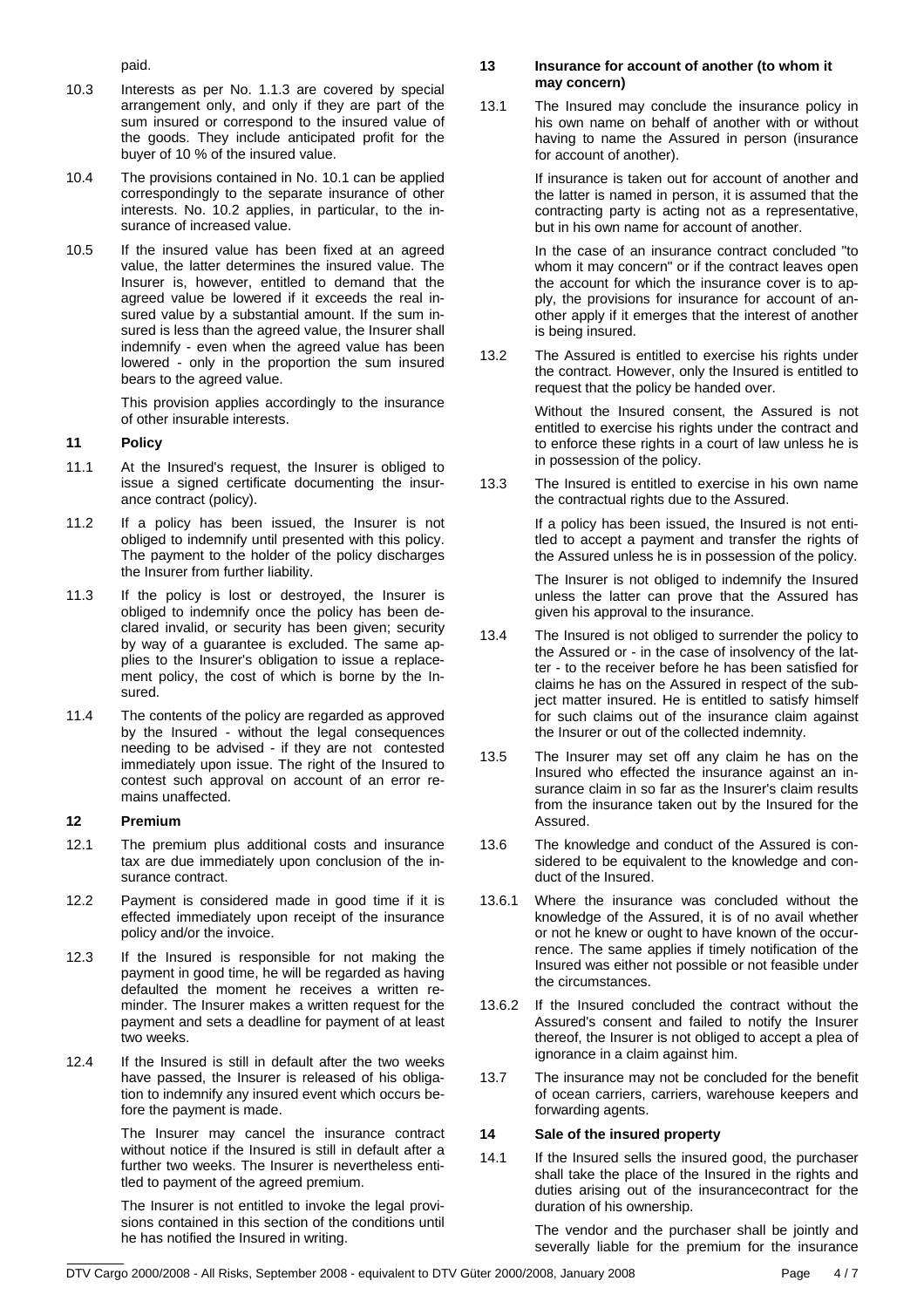paid.

10.3 Interests as per No. 1.1.3 are covered by special arrangement only, and only if they are part of the sum insured or correspond to the insured value of the goods. They include anticipated profit for the buyer of 10 % of the insured value.

10.4 The provisions contained in No. 10.1 can be applied correspondingly to the separate insurance of other interests. No. 10.2 applies, in particular, to the insurance of increased value.

10.5 If the insured value has been fixed at an agreed value, the latter determines the insured value. The Insurer is, however, entitled to demand that the agreed value be lowered if it exceeds the real insured value by a substantial amount. If the sum insured is less than the agreed value, the Insurer shall indemnify - even when the agreed value has been lowered - only in the proportion the sum insured bears to the agreed value.

This provision applies accordingly to the insurance of other insurable interests.

## 11 Policy

11.1 At the Insured's request, the Insurer is obliged to issue a signed certificate documenting the insurance contract (policy).

11.2 If a policy has been issued, the Insurer is not obliged to indemnify until presented with this policy. The payment to the holder of the policy discharges the Insurer from further liability.

11.3 If the policy is lost or destroyed, the Insurer is obliged to indemnify once the policy has been declared invalid, or security has been given; security by way of a guarantee is excluded. The same applies to the Insurer's obligation to issue a replacement policy, the cost of which is borne by the Insured.

11.4 The contents of the policy are regarded as approved by the Insured - without the legal consequences needing to be advised - if they are not contested immediately upon issue. The right of the Insured to contest such approval on account of an error remains unaffected.

## 12 Premium

12.1 The premium plus additional costs and insurance tax are due immediately upon conclusion of the insurance contract.

12.2 Payment is considered made in good time if it is effected immediately upon receipt of the insurance policy and/or the invoice.

12.3 If the Insured is responsible for not making the payment in good time, he will be regarded as having defaulted the moment he receives a written reminder. The Insurer makes a written request for the payment and sets a deadline for payment of at least two weeks.

12.4 If the Insured is still in default after the two weeks have passed, the Insurer is released of his obligation to indemnify any insured event which occurs before the payment is made.

The Insurer may cancel the insurance contract without notice if the Insured is still in default after a further two weeks. The Insurer is nevertheless entitled to payment of the agreed premium.

The Insurer is not entitled to invoke the legal provisions contained in this section of the conditions until he has notified the Insured in writing.

## 13 Insurance for account of another (to whom it may concern)

13.1 The Insured may conclude the insurance policy in his own name on behalf of another with or without having to name the Assured in person (insurance for account of another).

If insurance is taken out for account of another and the latter is named in person, it is assumed that the contracting party is acting not as a representative, but in his own name for account of another.

In the case of an insurance contract concluded "to whom it may concern" or if the contract leaves open the account for which the insurance cover is to apply, the provisions for insurance for account of another apply if it emerges that the interest of another is being insured.

13.2 The Assured is entitled to exercise his rights under the contract. However, only the Insured is entitled to request that the policy be handed over.

Without the Insured consent, the Assured is not entitled to exercise his rights under the contract and to enforce these rights in a court of law unless he is in possession of the policy.

13.3 The Insured is entitled to exercise in his own name the contractual rights due to the Assured.

If a policy has been issued, the Insured is not entitled to accept a payment and transfer the rights of the Assured unless he is in possession of the policy.

The Insurer is not obliged to indemnify the Insured unless the latter can prove that the Assured has given his approval to the insurance.

13.4 The Insured is not obliged to surrender the policy to the Assured or - in the case of insolvency of the latter - to the receiver before he has been satisfied for claims he has on the Assured in respect of the subject matter insured. He is entitled to satisfy himself for such claims out of the insurance claim against the Insurer or out of the collected indemnity.

13.5 The Insurer may set off any claim he has on the Insured who effected the insurance against an insurance claim in so far as the Insurer's claim results from the insurance taken out by the Insured for the Assured.

13.6 The knowledge and conduct of the Assured is considered to be equivalent to the knowledge and conduct of the Insured.

13.6.1 Where the insurance was concluded without the knowledge of the Assured, it is of no avail whether or not he knew or ought to have known of the occurrence. The same applies if timely notification of the Insured was either not possible or not feasible under the circumstances.

13.6.2 If the Insured concluded the contract without the Assured's consent and failed to notify the Insurer thereof, the Insurer is not obliged to accept a plea of ignorance in a claim against him.

13.7 The insurance may not be concluded for the benefit of ocean carriers, carriers, warehouse keepers and forwarding agents.

## 14 Sale of the insured property

14.1 If the Insured sells the insured good, the purchaser shall take the place of the Insured in the rights and duties arising out of the insurancecontract for the duration of his ownership.

The vendor and the purchaser shall be jointly and severally liable for the premium for the insurance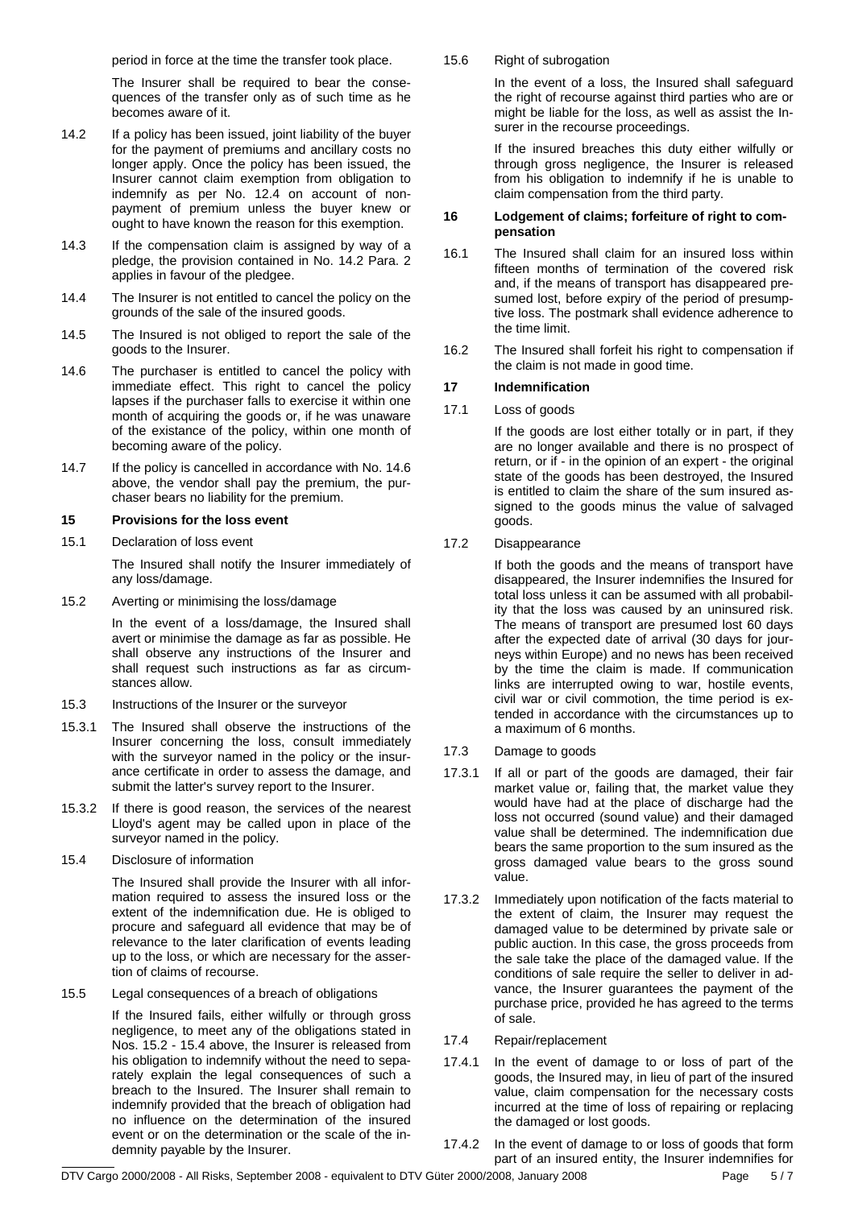period in force at the time the transfer took place.

The Insurer shall be required to bear the consequences of the transfer only as of such time as he becomes aware of it.

14.2 If a policy has been issued, joint liability of the buyer for the payment of premiums and ancillary costs no longer apply. Once the policy has been issued, the Insurer cannot claim exemption from obligation to indemnify as per No. 12.4 on account of non-payment of premium unless the buyer knew or ought to have known the reason for this exemption.

14.3 If the compensation claim is assigned by way of a pledge, the provision contained in No. 14.2 Para. 2 applies in favour of the pledgee.

14.4 The Insurer is not entitled to cancel the policy on the grounds of the sale of the insured goods.

14.5 The Insured is not obliged to report the sale of the goods to the Insurer.

14.6 The purchaser is entitled to cancel the policy with immediate effect. This right to cancel the policy lapses if the purchaser falls to exercise it within one month of acquiring the goods or, if he was unaware of the existance of the policy, within one month of becoming aware of the policy.

14.7 If the policy is cancelled in accordance with No. 14.6 above, the vendor shall pay the premium, the purchaser bears no liability for the premium.

## 15 Provisions for the loss event

15.1 Declaration of loss event

The Insured shall notify the Insurer immediately of any loss/damage.

15.2 Averting or minimising the loss/damage

In the event of a loss/damage, the Insured shall avert or minimise the damage as far as possible. He shall observe any instructions of the Insurer and shall request such instructions as far as circumstances allow.

15.3 Instructions of the Insurer or the surveyor

15.3.1 The Insured shall observe the instructions of the Insurer concerning the loss, consult immediately with the surveyor named in the policy or the insurance certificate in order to assess the damage, and submit the latter's survey report to the Insurer.

15.3.2 If there is good reason, the services of the nearest Lloyd's agent may be called upon in place of the surveyor named in the policy.

15.4 Disclosure of information

The Insured shall provide the Insurer with all information required to assess the insured loss or the extent of the indemnification due. He is obliged to procure and safeguard all evidence that may be of relevance to the later clarification of events leading up to the loss, or which are necessary for the assertion of claims of recourse.

15.5 Legal consequences of a breach of obligations

If the Insured fails, either wilfully or through gross negligence, to meet any of the obligations stated in Nos. 15.2 - 15.4 above, the Insurer is released from his obligation to indemnify without the need to separately explain the legal consequences of such a breach to the Insured. The Insurer shall remain to indemnify provided that the breach of obligation had no influence on the determination of the insured event or on the determination or the scale of the indemnity payable by the Insurer.

15.6 Right of subrogation

In the event of a loss, the Insured shall safeguard the right of recourse against third parties who are or might be liable for the loss, as well as assist the Insurer in the recourse proceedings.

If the insured breaches this duty either wilfully or through gross negligence, the Insurer is released from his obligation to indemnify if he is unable to claim compensation from the third party.

## 16 Lodgement of claims; forfeiture of right to compensation

16.1 The Insured shall claim for an insured loss within fifteen months of termination of the covered risk and, if the means of transport has disappeared presumed lost, before expiry of the period of presumptive loss. The postmark shall evidence adherence to the time limit.

16.2 The Insured shall forfeit his right to compensation if the claim is not made in good time.

## 17 Indemnification

17.1 Loss of goods

If the goods are lost either totally or in part, if they are no longer available and there is no prospect of return, or if - in the opinion of an expert - the original state of the goods has been destroyed, the Insured is entitled to claim the share of the sum insured assigned to the goods minus the value of salvaged goods.

17.2 Disappearance

If both the goods and the means of transport have disappeared, the Insurer indemnifies the Insured for total loss unless it can be assumed with all probability that the loss was caused by an uninsured risk. The means of transport are presumed lost 60 days after the expected date of arrival (30 days for journeys within Europe) and no news has been received by the time the claim is made. If communication links are interrupted owing to war, hostile events, civil war or civil commotion, the time period is extended in accordance with the circumstances up to a maximum of 6 months.

17.3 Damage to goods

17.3.1 If all or part of the goods are damaged, their fair market value or, failing that, the market value they would have had at the place of discharge had the loss not occurred (sound value) and their damaged value shall be determined. The indemnification due bears the same proportion to the sum insured as the gross damaged value bears to the gross sound value.

17.3.2 Immediately upon notification of the facts material to the extent of claim, the Insurer may request the damaged value to be determined by private sale or public auction. In this case, the gross proceeds from the sale take the place of the damaged value. If the conditions of sale require the seller to deliver in advance, the Insurer guarantees the payment of the purchase price, provided he has agreed to the terms of sale.

17.4 Repair/replacement

17.4.1 In the event of damage to or loss of part of the goods, the Insured may, in lieu of part of the insured value, claim compensation for the necessary costs incurred at the time of loss of repairing or replacing the damaged or lost goods.

17.4.2 In the event of damage to or loss of goods that form part of an insured entity, the Insurer indemnifies for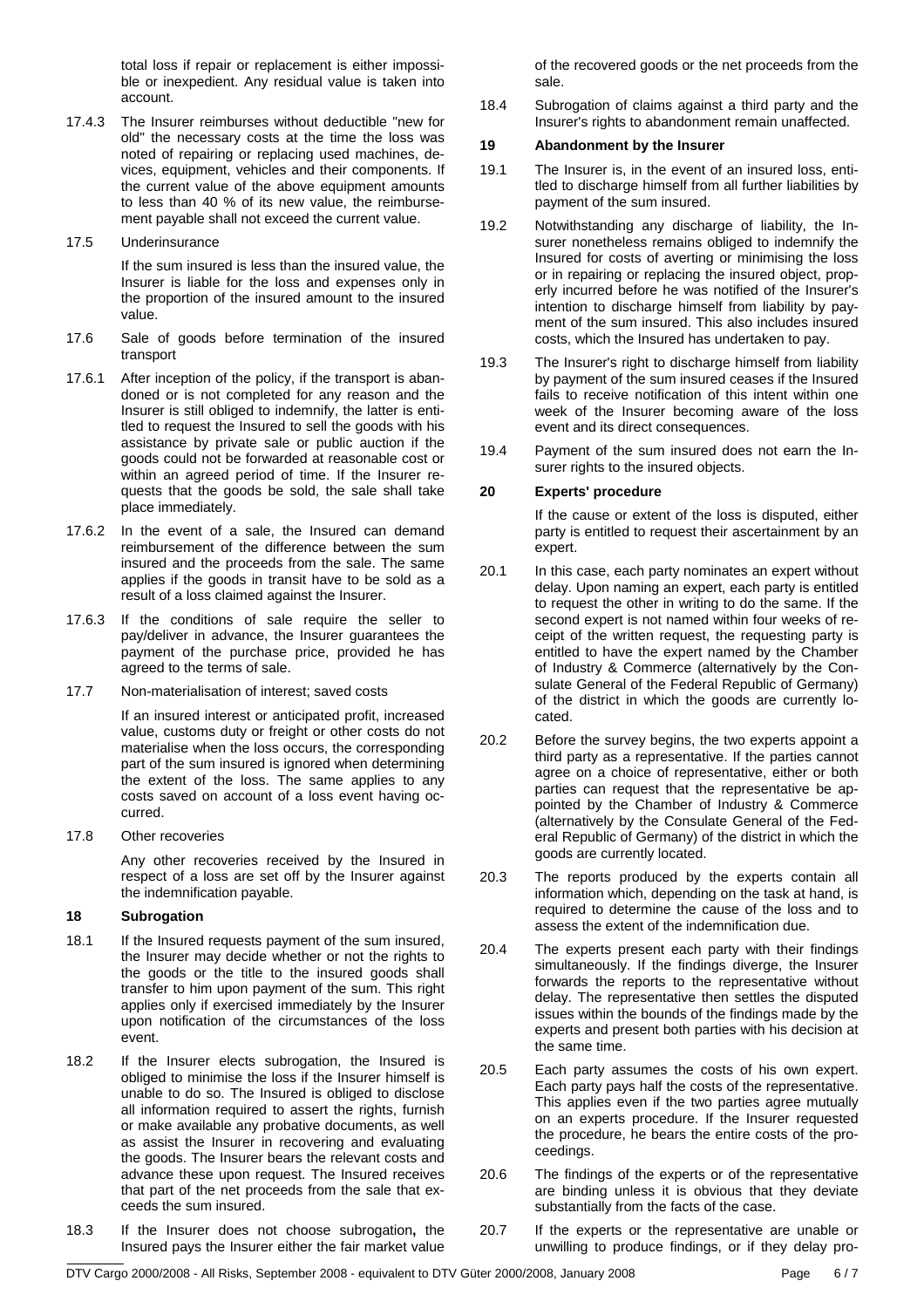total loss if repair or replacement is either impossible or inexpedient. Any residual value is taken into account.

17.4.3 The Insurer reimburses without deductible "new for old" the necessary costs at the time the loss was noted of repairing or replacing used machines, devices, equipment, vehicles and their components. If the current value of the above equipment amounts to less than 40 % of its new value, the reimbursement payable shall not exceed the current value.

17.5 Underinsurance

If the sum insured is less than the insured value, the Insurer is liable for the loss and expenses only in the proportion of the insured amount to the insured value.

17.6 Sale of goods before termination of the insured transport

17.6.1 After inception of the policy, if the transport is abandoned or is not completed for any reason and the Insurer is still obliged to indemnify, the latter is entitled to request the Insured to sell the goods with his assistance by private sale or public auction if the goods could not be forwarded at reasonable cost or within an agreed period of time. If the Insurer requests that the goods be sold, the sale shall take place immediately.

17.6.2 In the event of a sale, the Insured can demand reimbursement of the difference between the sum insured and the proceeds from the sale. The same applies if the goods in transit have to be sold as a result of a loss claimed against the Insurer.

17.6.3 If the conditions of sale require the seller to pay/deliver in advance, the Insurer guarantees the payment of the purchase price, provided he has agreed to the terms of sale.

17.7 Non-materialisation of interest; saved costs

If an insured interest or anticipated profit, increased value, customs duty or freight or other costs do not materialise when the loss occurs, the corresponding part of the sum insured is ignored when determining the extent of the loss. The same applies to any costs saved on account of a loss event having occurred.

17.8 Other recoveries

Any other recoveries received by the Insured in respect of a loss are set off by the Insurer against the indemnification payable.

**18 Subrogation**

18.1 If the Insured requests payment of the sum insured, the Insurer may decide whether or not the rights to the goods or the title to the insured goods shall transfer to him upon payment of the sum. This right applies only if exercised immediately by the Insurer upon notification of the circumstances of the loss event.

18.2 If the Insurer elects subrogation, the Insured is obliged to minimise the loss if the Insurer himself is unable to do so. The Insured is obliged to disclose all information required to assert the rights, furnish or make available any probative documents, as well as assist the Insurer in recovering and evaluating the goods. The Insurer bears the relevant costs and advance these upon request. The Insured receives that part of the net proceeds from the sale that exceeds the sum insured.

18.3 If the Insurer does not choose subrogation**,** the Insured pays the Insurer either the fair market value of the recovered goods or the net proceeds from the sale.

18.4 Subrogation of claims against a third party and the Insurer's rights to abandonment remain unaffected.

**19 Abandonment by the Insurer**

19.1 The Insurer is, in the event of an insured loss, entitled to discharge himself from all further liabilities by payment of the sum insured.

19.2 Notwithstanding any discharge of liability, the Insurer nonetheless remains obliged to indemnify the Insured for costs of averting or minimising the loss or in repairing or replacing the insured object, properly incurred before he was notified of the Insurer's intention to discharge himself from liability by payment of the sum insured. This also includes insured costs, which the Insured has undertaken to pay.

19.3 The Insurer's right to discharge himself from liability by payment of the sum insured ceases if the Insured fails to receive notification of this intent within one week of the Insurer becoming aware of the loss event and its direct consequences.

19.4 Payment of the sum insured does not earn the Insurer rights to the insured objects.

**20 Experts' procedure**

If the cause or extent of the loss is disputed, either party is entitled to request their ascertainment by an expert.

20.1 In this case, each party nominates an expert without delay. Upon naming an expert, each party is entitled to request the other in writing to do the same. If the second expert is not named within four weeks of receipt of the written request, the requesting party is entitled to have the expert named by the Chamber of Industry & Commerce (alternatively by the Consulate General of the Federal Republic of Germany) of the district in which the goods are currently located.

20.2 Before the survey begins, the two experts appoint a third party as a representative. If the parties cannot agree on a choice of representative, either or both parties can request that the representative be appointed by the Chamber of Industry & Commerce (alternatively by the Consulate General of the Federal Republic of Germany) of the district in which the goods are currently located.

20.3 The reports produced by the experts contain all information which, depending on the task at hand, is required to determine the cause of the loss and to assess the extent of the indemnification due.

20.4 The experts present each party with their findings simultaneously. If the findings diverge, the Insurer forwards the reports to the representative without delay. The representative then settles the disputed issues within the bounds of the findings made by the experts and present both parties with his decision at the same time.

20.5 Each party assumes the costs of his own expert. Each party pays half the costs of the representative. This applies even if the two parties agree mutually on an experts procedure. If the Insurer requested the procedure, he bears the entire costs of the proceedings.

20.6 The findings of the experts or of the representative are binding unless it is obvious that they deviate substantially from the facts of the case.

20.7 If the experts or the representative are unable or unwilling to produce findings, or if they delay pro-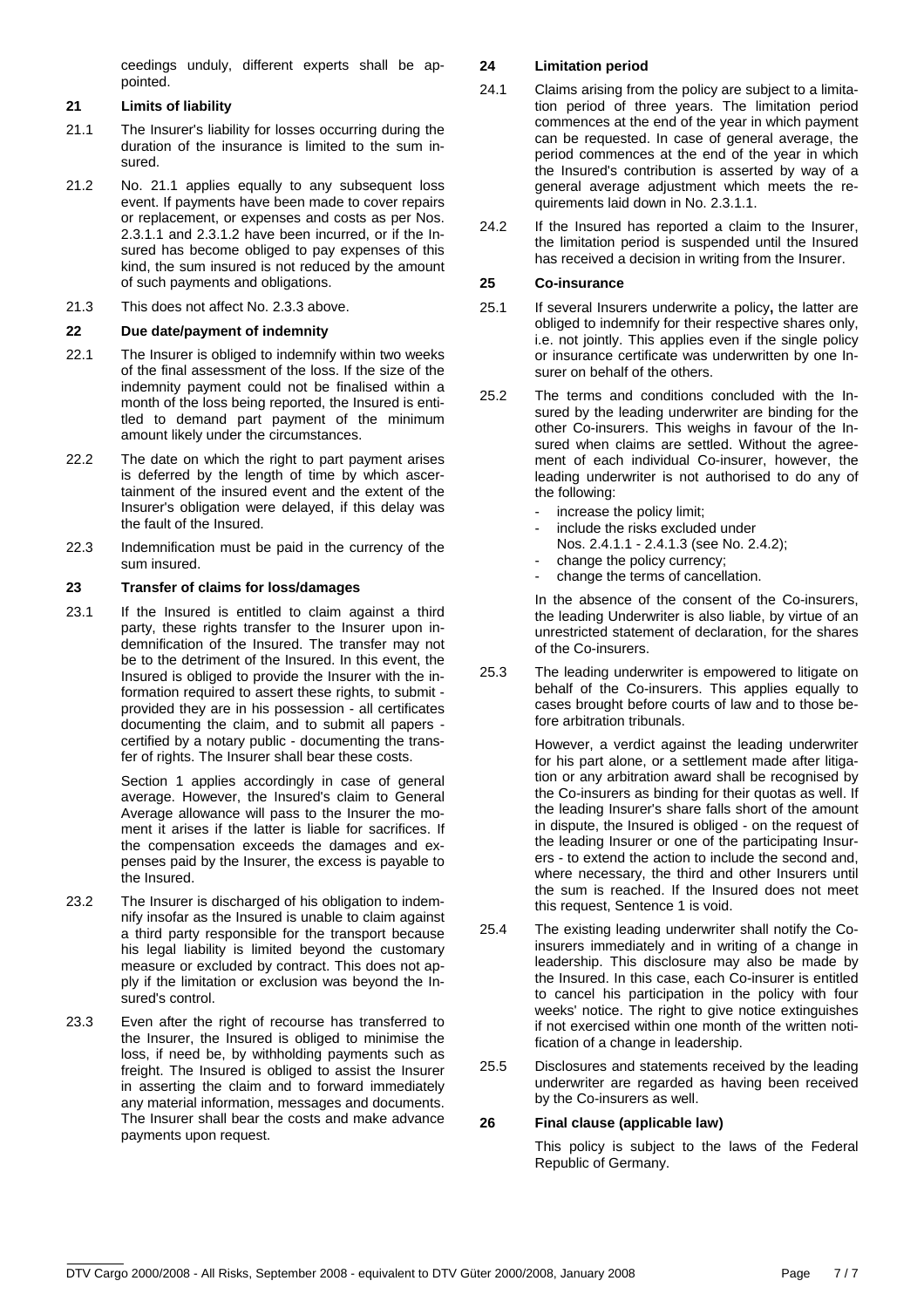ceedings unduly, different experts shall be appointed.

## 21 Limits of liability

21.1 The Insurer's liability for losses occurring during the duration of the insurance is limited to the sum insured.

21.2 No. 21.1 applies equally to any subsequent loss event. If payments have been made to cover repairs or replacement, or expenses and costs as per Nos. 2.3.1.1 and 2.3.1.2 have been incurred, or if the Insured has become obliged to pay expenses of this kind, the sum insured is not reduced by the amount of such payments and obligations.

21.3 This does not affect No. 2.3.3 above.

## 22 Due date/payment of indemnity

22.1 The Insurer is obliged to indemnify within two weeks of the final assessment of the loss. If the size of the indemnity payment could not be finalised within a month of the loss being reported, the Insured is entitled to demand part payment of the minimum amount likely under the circumstances.

22.2 The date on which the right to part payment arises is deferred by the length of time by which ascertainment of the insured event and the extent of the Insurer's obligation were delayed, if this delay was the fault of the Insured.

22.3 Indemnification must be paid in the currency of the sum insured.

## 23 Transfer of claims for loss/damages

23.1 If the Insured is entitled to claim against a third party, these rights transfer to the Insurer upon indemnification of the Insured. The transfer may not be to the detriment of the Insured. In this event, the Insured is obliged to provide the Insurer with the information required to assert these rights, to submit - provided they are in his possession - all certificates documenting the claim, and to submit all papers - certified by a notary public - documenting the transfer of rights. The Insurer shall bear these costs.

Section 1 applies accordingly in case of general average. However, the Insured's claim to General Average allowance will pass to the Insurer the moment it arises if the latter is liable for sacrifices. If the compensation exceeds the damages and expenses paid by the Insurer, the excess is payable to the Insured.

23.2 The Insurer is discharged of his obligation to indemnify insofar as the Insured is unable to claim against a third party responsible for the transport because his legal liability is limited beyond the customary measure or excluded by contract. This does not apply if the limitation or exclusion was beyond the Insured's control.

23.3 Even after the right of recourse has transferred to the Insurer, the Insured is obliged to minimise the loss, if need be, by withholding payments such as freight. The Insured is obliged to assist the Insurer in asserting the claim and to forward immediately any material information, messages and documents. The Insurer shall bear the costs and make advance payments upon request.

## 24 Limitation period

24.1 Claims arising from the policy are subject to a limitation period of three years. The limitation period commences at the end of the year in which payment can be requested. In case of general average, the period commences at the end of the year in which the Insured's contribution is asserted by way of a general average adjustment which meets the requirements laid down in No. 2.3.1.1.

24.2 If the Insured has reported a claim to the Insurer, the limitation period is suspended until the Insured has received a decision in writing from the Insurer.

## 25 Co-insurance

25.1 If several Insurers underwrite a policy**,** the latter are obliged to indemnify for their respective shares only, i.e. not jointly. This applies even if the single policy or insurance certificate was underwritten by one Insurer on behalf of the others.

25.2 The terms and conditions concluded with the Insured by the leading underwriter are binding for the other Co-insurers. This weighs in favour of the Insured when claims are settled. Without the agreement of each individual Co-insurer, however, the leading underwriter is not authorised to do any of the following:

- increase the policy limit;
- include the risks excluded under Nos. 2.4.1.1 - 2.4.1.3 (see No. 2.4.2);
- change the policy currency;
- change the terms of cancellation.

In the absence of the consent of the Co-insurers, the leading Underwriter is also liable, by virtue of an unrestricted statement of declaration, for the shares of the Co-insurers.

25.3 The leading underwriter is empowered to litigate on behalf of the Co-insurers. This applies equally to cases brought before courts of law and to those before arbitration tribunals.

However, a verdict against the leading underwriter for his part alone, or a settlement made after litigation or any arbitration award shall be recognised by the Co-insurers as binding for their quotas as well. If the leading Insurer's share falls short of the amount in dispute, the Insured is obliged - on the request of the leading Insurer or one of the participating Insurers - to extend the action to include the second and, where necessary, the third and other Insurers until the sum is reached. If the Insured does not meet this request, Sentence 1 is void.

25.4 The existing leading underwriter shall notify the Co-insurers immediately and in writing of a change in leadership. This disclosure may also be made by the Insured. In this case, each Co-insurer is entitled to cancel his participation in the policy with four weeks' notice. The right to give notice extinguishes if not exercised within one month of the written notification of a change in leadership.

25.5 Disclosures and statements received by the leading underwriter are regarded as having been received by the Co-insurers as well.

## 26 Final clause (applicable law)

This policy is subject to the laws of the Federal Republic of Germany.